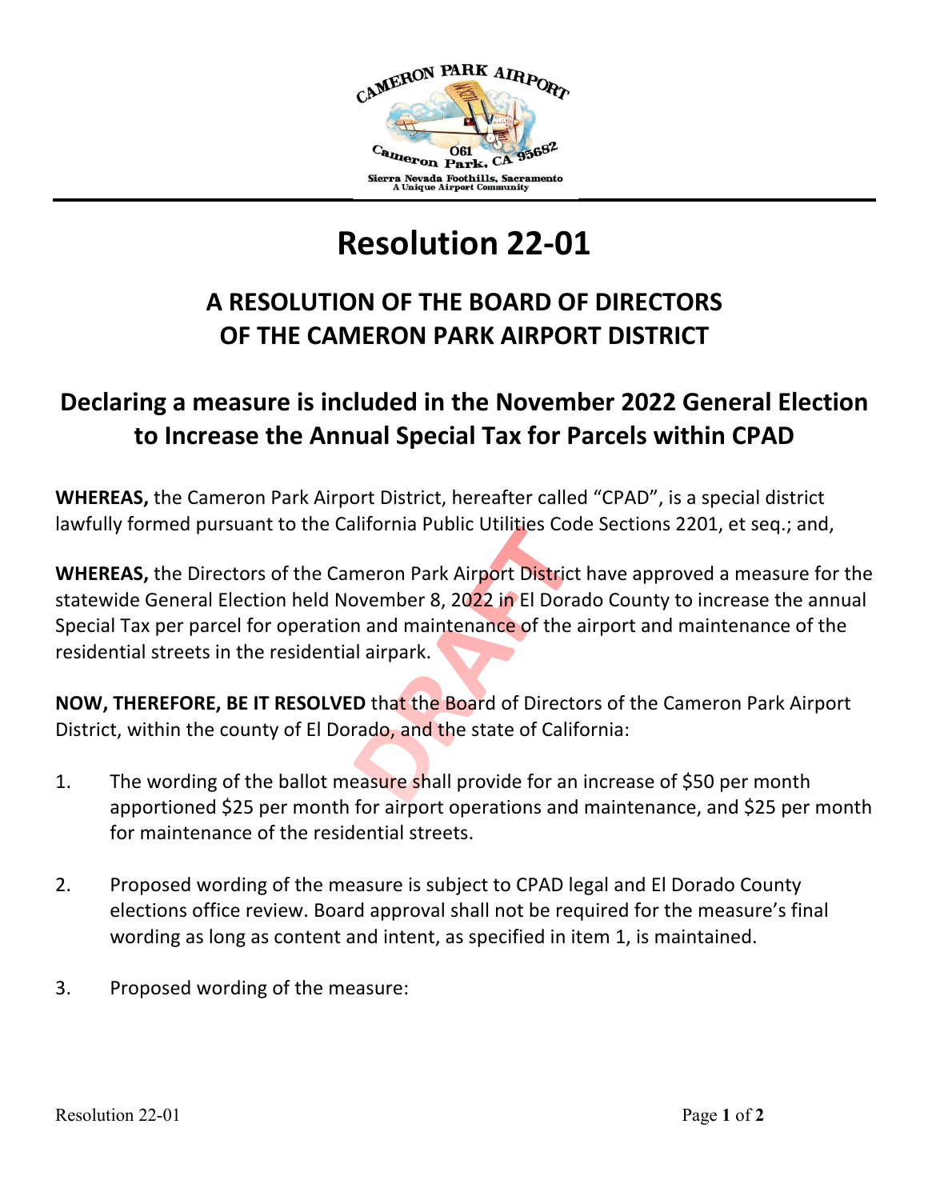# Resolution 22-01

## A RESOLUTION OF THE BOARD OF DIRECTORS OF THE CAMERON PARK AIRPORT DISTRICT

## Declaring a measure is included in the November 2022 General Election to Increase the Annual Special Tax for Parcels within CPAD

**WHEREAS,** the Cameron Park Airport District, hereafter called "CPAD", is a special district lawfully formed pursuant to the California Public Utilities Code Sections 2201, et seq.; and,

**WHEREAS,** the Directors of the Cameron Park Airport District have approved a measure for the statewide General Election held November 8, 2022 in El Dorado County to increase the annual Special Tax per parcel for operation and maintenance of the airport and maintenance of the residential streets in the residential airpark.

**NOW, THEREFORE, BE IT RESOLVED** that the Board of Directors of the Cameron Park Airport District, within the county of El Dorado, and the state of California:

1. The wording of the ballot measure shall provide for an increase of $50 per month apportioned $25 per month for airport operations and maintenance, and $25 per month for maintenance of the residential streets.

2. Proposed wording of the measure is subject to CPAD legal and El Dorado County elections office review. Board approval shall not be required for the measure's final wording as long as content and intent, as specified in item 1, is maintained.

3. Proposed wording of the measure: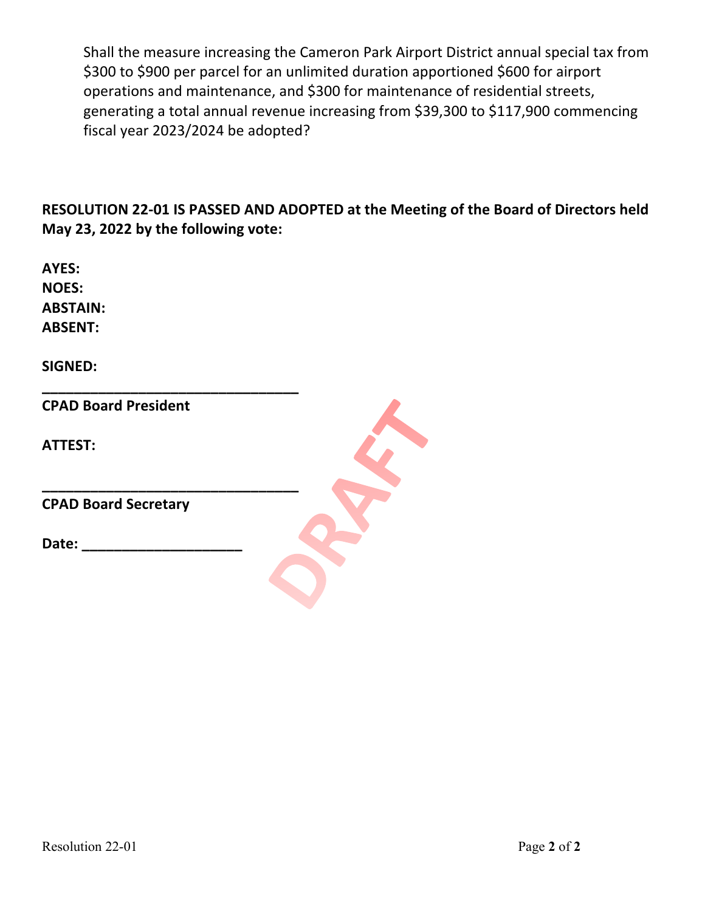Shall the measure increasing the Cameron Park Airport District annual special tax from $300 to $900 per parcel for an unlimited duration apportioned $600 for airport operations and maintenance, and $300 for maintenance of residential streets, generating a total annual revenue increasing from $39,300 to $117,900 commencing fiscal year 2023/2024 be adopted?

**RESOLUTION 22-01 IS PASSED AND ADOPTED at the Meeting of the Board of Directors held May 23, 2022 by the following vote:**

**AYES:**
**NOES:**
**ABSTAIN:**
**ABSENT:**

**SIGNED:**

**_________________________________**
**CPAD Board President**

**ATTEST:**

**_________________________________**
**CPAD Board Secretary**

**Date: ____________________**

DRAFT